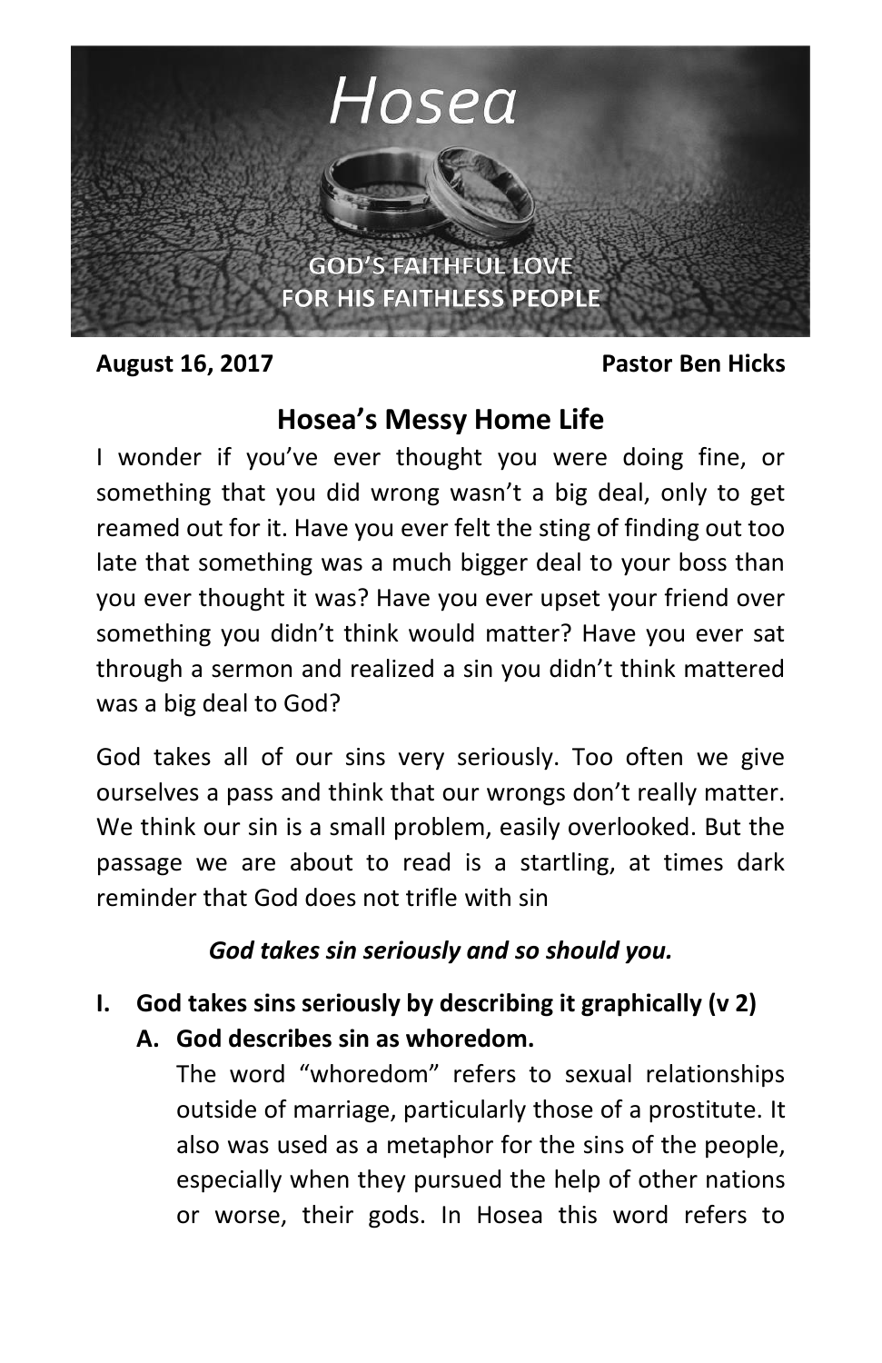# Hosea

GOD'S FAITHFUL LOVE FOR HIS FAITHLESS PEOPLE

**August 16, 2017** **Pastor Ben Hicks**

## Hosea's Messy Home Life

I wonder if you've ever thought you were doing fine, or something that you did wrong wasn't a big deal, only to get reamed out for it. Have you ever felt the sting of finding out too late that something was a much bigger deal to your boss than you ever thought it was? Have you ever upset your friend over something you didn't think would matter? Have you ever sat through a sermon and realized a sin you didn't think mattered was a big deal to God?

God takes all of our sins very seriously. Too often we give ourselves a pass and think that our wrongs don't really matter. We think our sin is a small problem, easily overlooked. But the passage we are about to read is a startling, at times dark reminder that God does not trifle with sin

***God takes sin seriously and so should you.***

**I. God takes sins seriously by describing it graphically (v 2)**

**A. God describes sin as whoredom.**

The word "whoredom" refers to sexual relationships outside of marriage, particularly those of a prostitute. It also was used as a metaphor for the sins of the people, especially when they pursued the help of other nations or worse, their gods. In Hosea this word refers to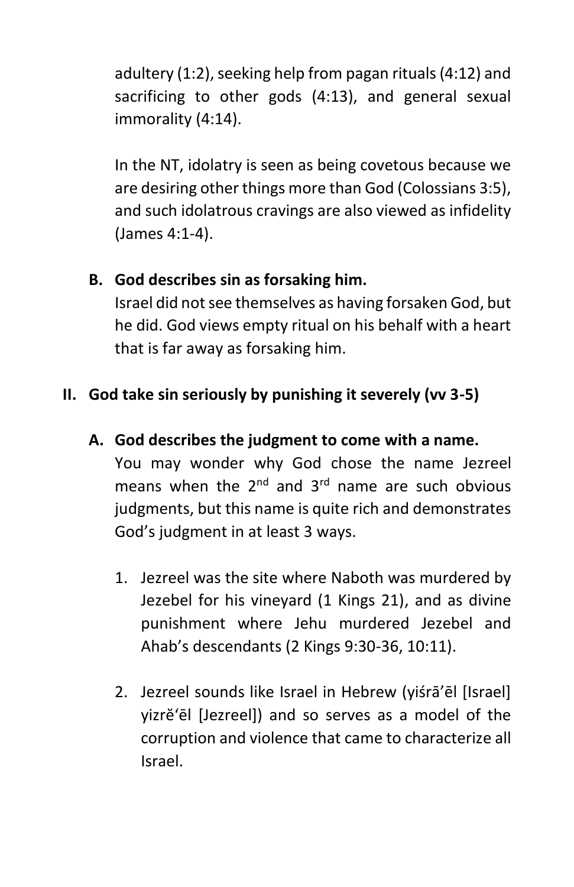adultery (1:2), seeking help from pagan rituals (4:12) and sacrificing to other gods (4:13), and general sexual immorality (4:14).

In the NT, idolatry is seen as being covetous because we are desiring other things more than God (Colossians 3:5), and such idolatrous cravings are also viewed as infidelity (James 4:1-4).

**B. God describes sin as forsaking him.**

Israel did not see themselves as having forsaken God, but he did. God views empty ritual on his behalf with a heart that is far away as forsaking him.

## II. God take sin seriously by punishing it severely (vv 3-5)

**A. God describes the judgment to come with a name.**

You may wonder why God chose the name Jezreel means when the 2nd and 3rd name are such obvious judgments, but this name is quite rich and demonstrates God's judgment in at least 3 ways.

1. Jezreel was the site where Naboth was murdered by Jezebel for his vineyard (1 Kings 21), and as divine punishment where Jehu murdered Jezebel and Ahab's descendants (2 Kings 9:30-36, 10:11).

2. Jezreel sounds like Israel in Hebrew (yiśrā'ēl [Israel] yizrĕʻēl [Jezreel]) and so serves as a model of the corruption and violence that came to characterize all Israel.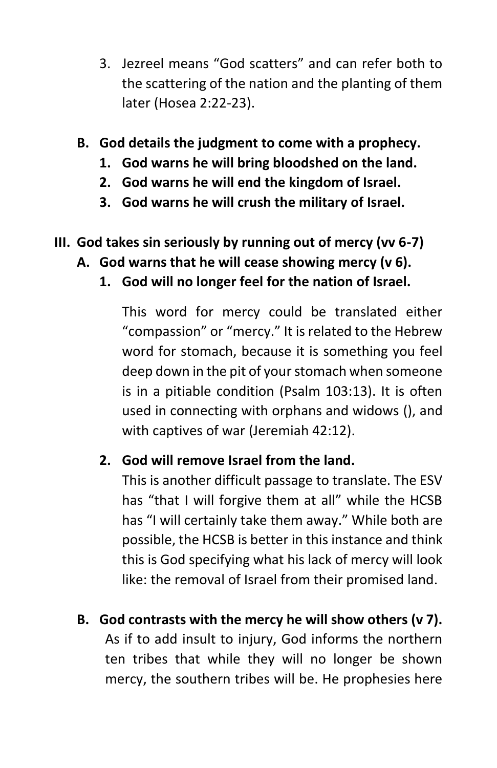3. Jezreel means "God scatters" and can refer both to the scattering of the nation and the planting of them later (Hosea 2:22-23).

**B. God details the judgment to come with a prophecy.**

**1. God warns he will bring bloodshed on the land.**

**2. God warns he will end the kingdom of Israel.**

**3. God warns he will crush the military of Israel.**

## III. God takes sin seriously by running out of mercy (vv 6-7)

**A. God warns that he will cease showing mercy (v 6).**

**1. God will no longer feel for the nation of Israel.**

This word for mercy could be translated either "compassion" or "mercy." It is related to the Hebrew word for stomach, because it is something you feel deep down in the pit of your stomach when someone is in a pitiable condition (Psalm 103:13). It is often used in connecting with orphans and widows (), and with captives of war (Jeremiah 42:12).

**2. God will remove Israel from the land.**

This is another difficult passage to translate. The ESV has "that I will forgive them at all" while the HCSB has "I will certainly take them away." While both are possible, the HCSB is better in this instance and think this is God specifying what his lack of mercy will look like: the removal of Israel from their promised land.

**B. God contrasts with the mercy he will show others (v 7).**

As if to add insult to injury, God informs the northern ten tribes that while they will no longer be shown mercy, the southern tribes will be. He prophesies here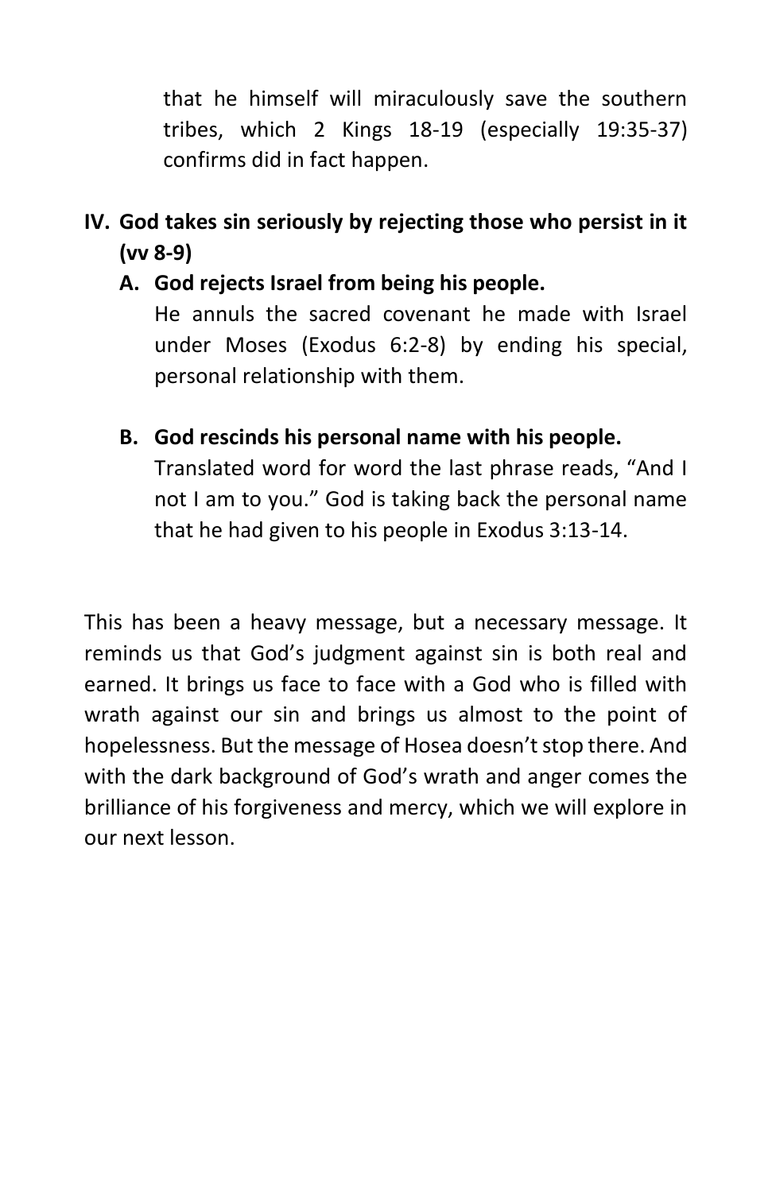that he himself will miraculously save the southern tribes, which 2 Kings 18-19 (especially 19:35-37) confirms did in fact happen.

**IV. God takes sin seriously by rejecting those who persist in it (vv 8-9)**

**A. God rejects Israel from being his people.**

He annuls the sacred covenant he made with Israel under Moses (Exodus 6:2-8) by ending his special, personal relationship with them.

**B. God rescinds his personal name with his people.**

Translated word for word the last phrase reads, "And I not I am to you." God is taking back the personal name that he had given to his people in Exodus 3:13-14.

This has been a heavy message, but a necessary message. It reminds us that God's judgment against sin is both real and earned. It brings us face to face with a God who is filled with wrath against our sin and brings us almost to the point of hopelessness. But the message of Hosea doesn't stop there. And with the dark background of God's wrath and anger comes the brilliance of his forgiveness and mercy, which we will explore in our next lesson.